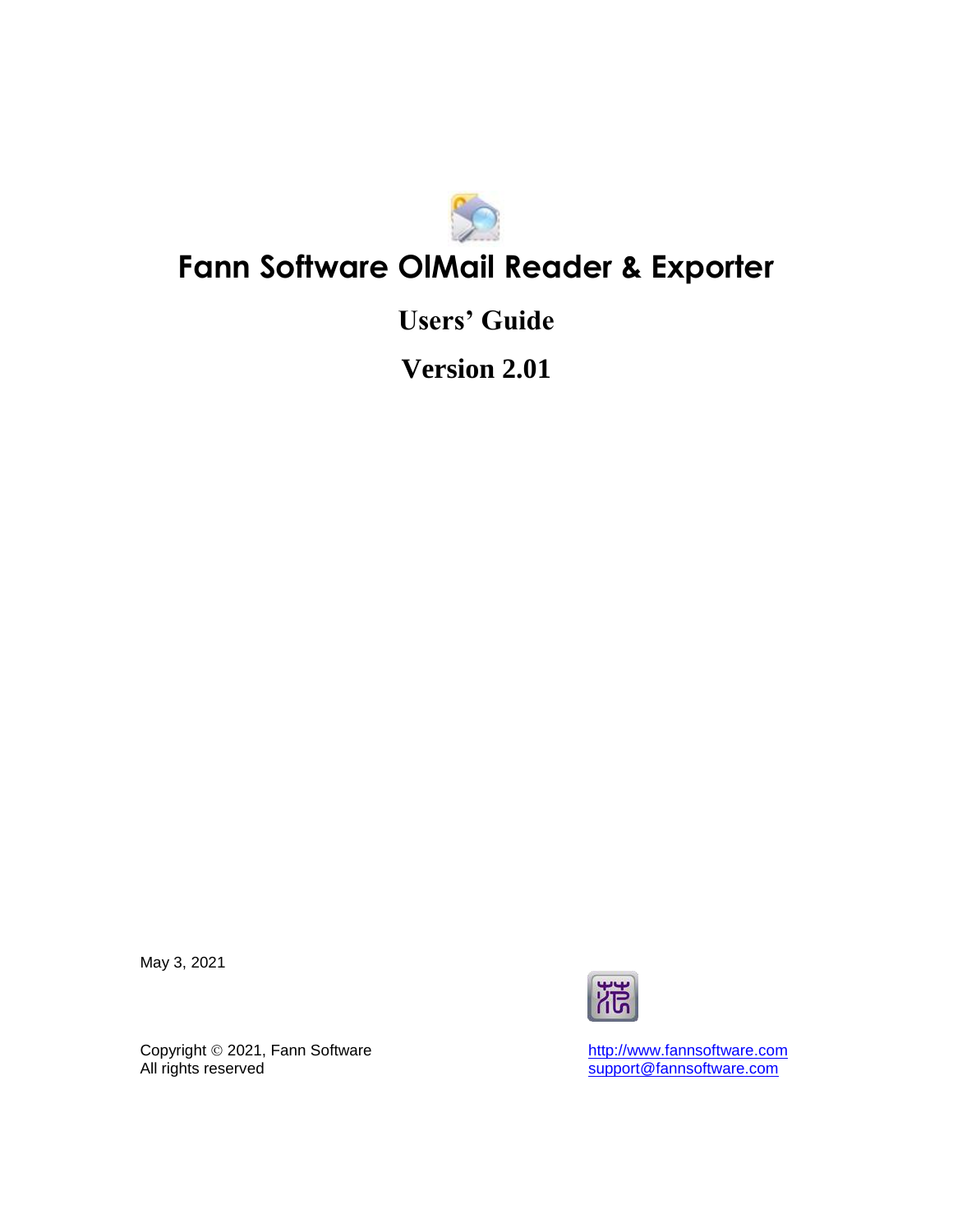# Fann Software OlMail Reader & Exporter

## Users' Guide

## Version 2.01

May 3, 2021

Copyright © 2021, Fann Software
All rights reserved

http://www.fannsoftware.com
support@fannsoftware.com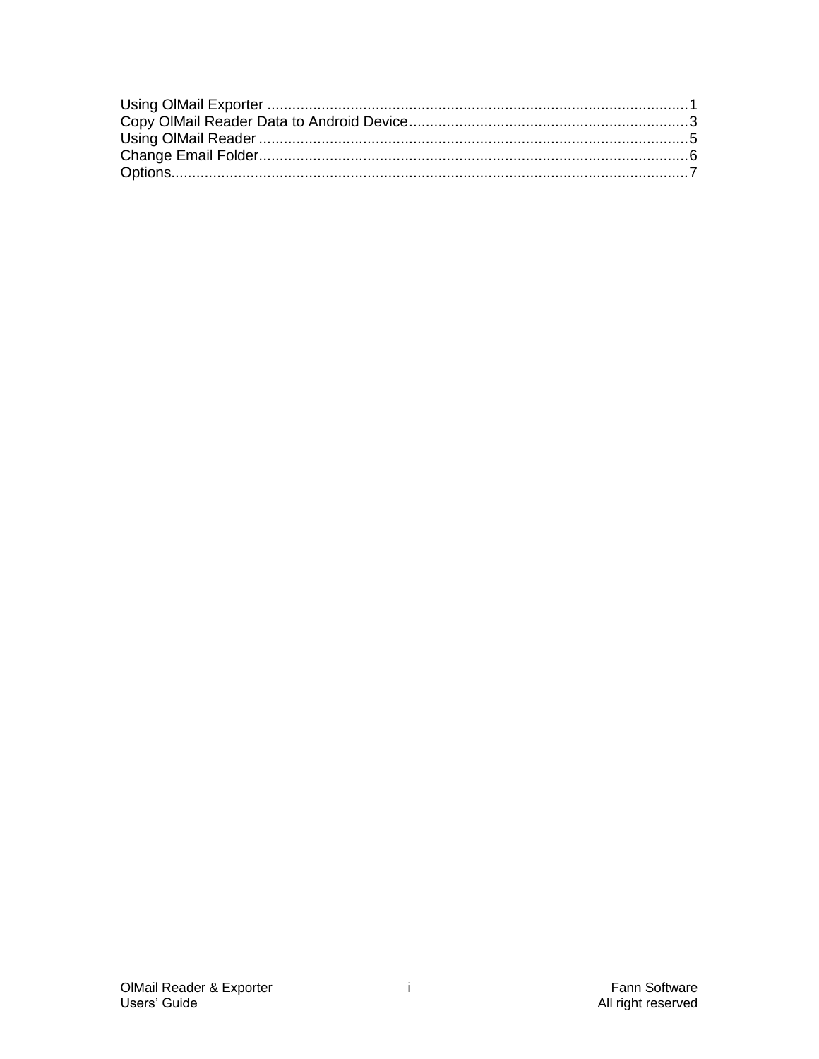Using OlMail Exporter ....................................................................................................1
Copy OlMail Reader Data to Android Device..................................................................3
Using OlMail Reader .......................................................................................................5
Change Email Folder.......................................................................................................6
Options............................................................................................................................7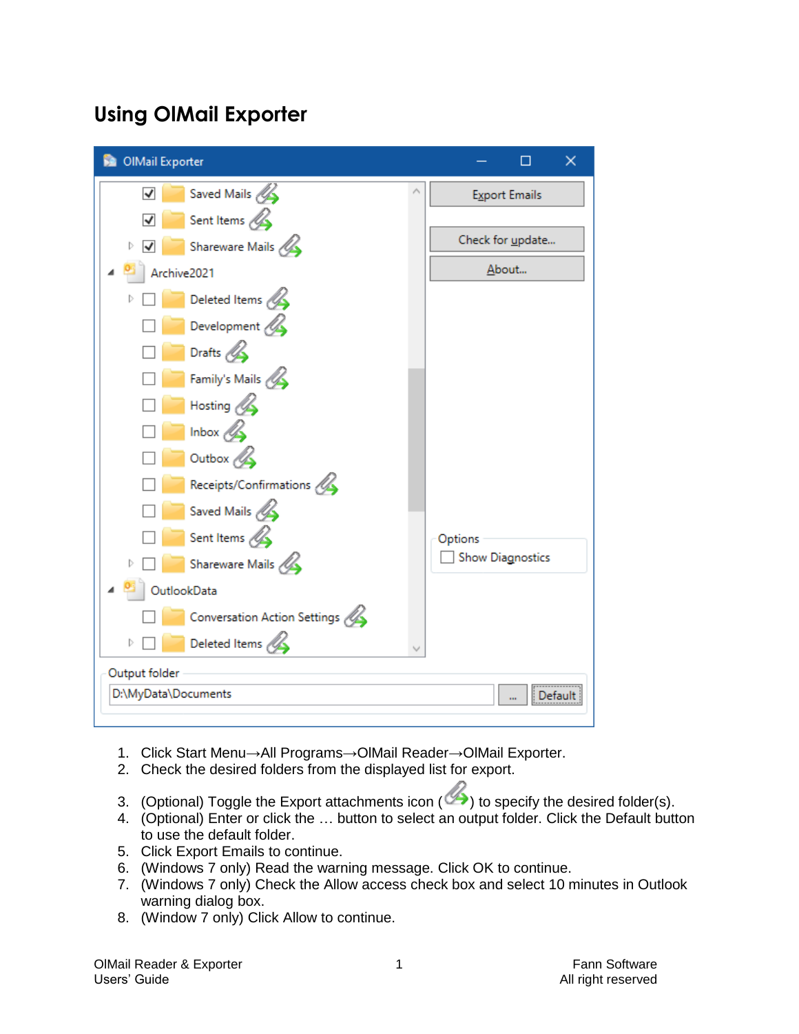# Using OlMail Exporter

1. Click Start Menu→All Programs→OlMail Reader→OlMail Exporter.
2. Check the desired folders from the displayed list for export.
3. (Optional) Toggle the Export attachments icon ( ) to specify the desired folder(s).
4. (Optional) Enter or click the … button to select an output folder. Click the Default button to use the default folder.
5. Click Export Emails to continue.
6. (Windows 7 only) Read the warning message. Click OK to continue.
7. (Windows 7 only) Check the Allow access check box and select 10 minutes in Outlook warning dialog box.
8. (Window 7 only) Click Allow to continue.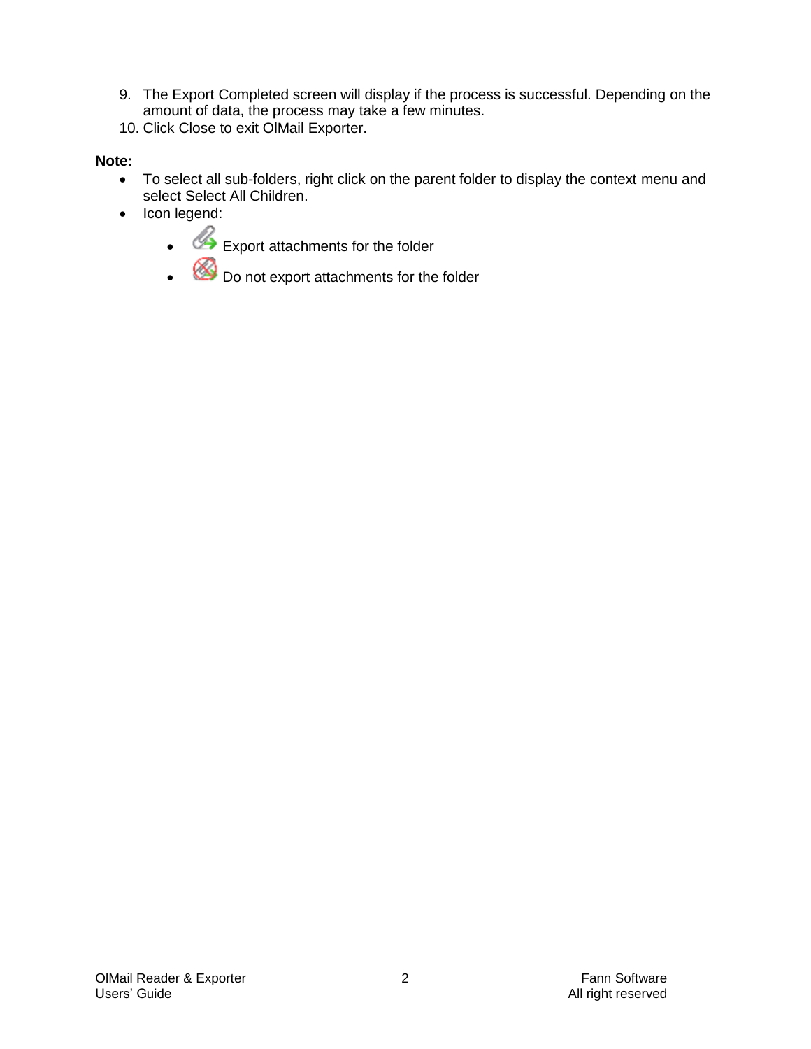9. The Export Completed screen will display if the process is successful. Depending on the amount of data, the process may take a few minutes.
10. Click Close to exit OlMail Exporter.

**Note:**

- To select all sub-folders, right click on the parent folder to display the context menu and select Select All Children.
- Icon legend:
    - Export attachments for the folder
    - Do not export attachments for the folder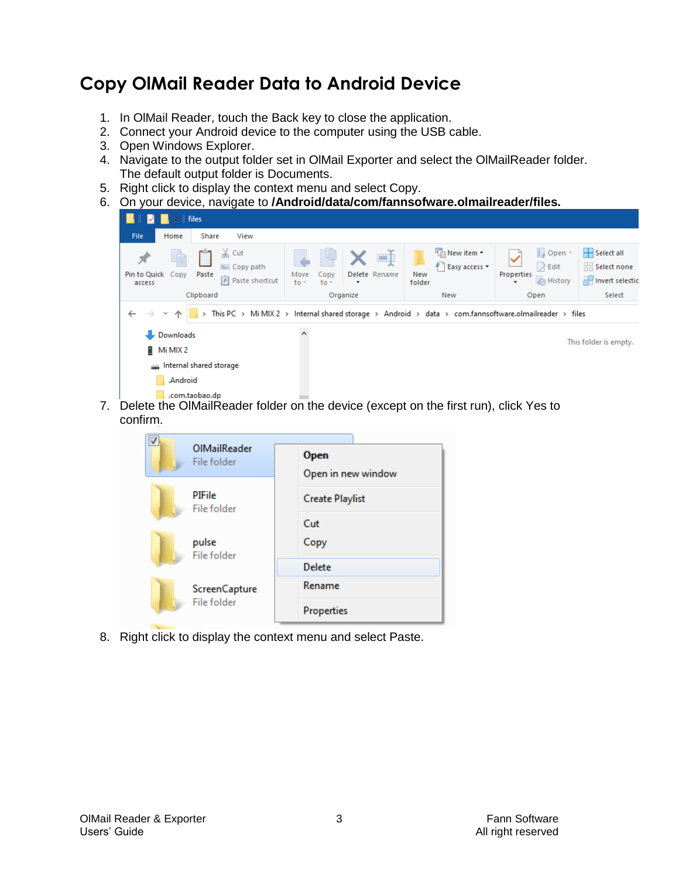# Copy OlMail Reader Data to Android Device

1. In OlMail Reader, touch the Back key to close the application.
2. Connect your Android device to the computer using the USB cable.
3. Open Windows Explorer.
4. Navigate to the output folder set in OlMail Exporter and select the OlMailReader folder. The default output folder is Documents.
5. Right click to display the context menu and select Copy.
6. On your device, navigate to **/Android/data/com/fannsofware.olmailreader/files.**
7. Delete the OlMailReader folder on the device (except on the first run), click Yes to confirm.
8. Right click to display the context menu and select Paste.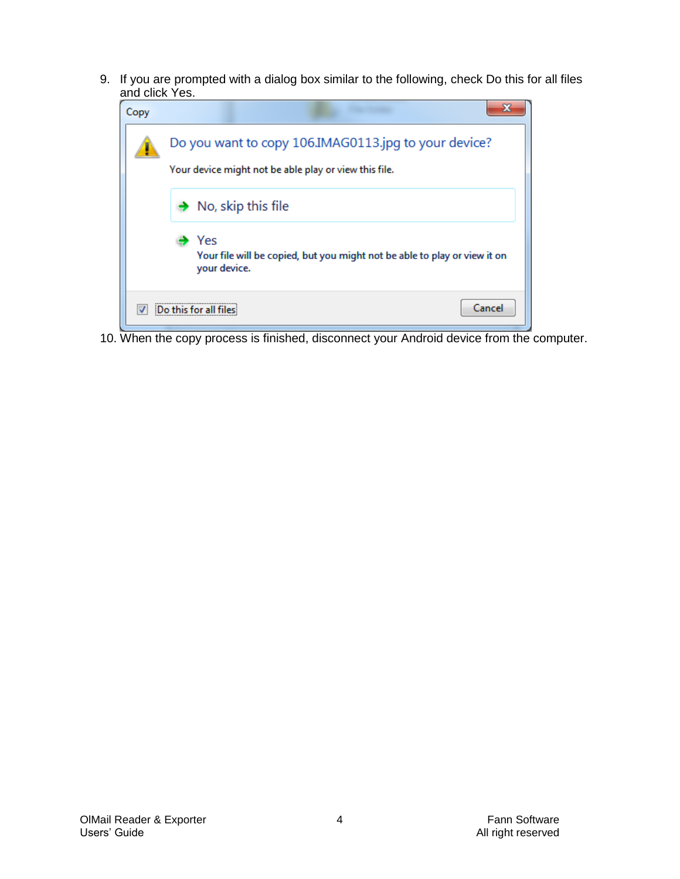9. If you are prompted with a dialog box similar to the following, check Do this for all files and click Yes.

10. When the copy process is finished, disconnect your Android device from the computer.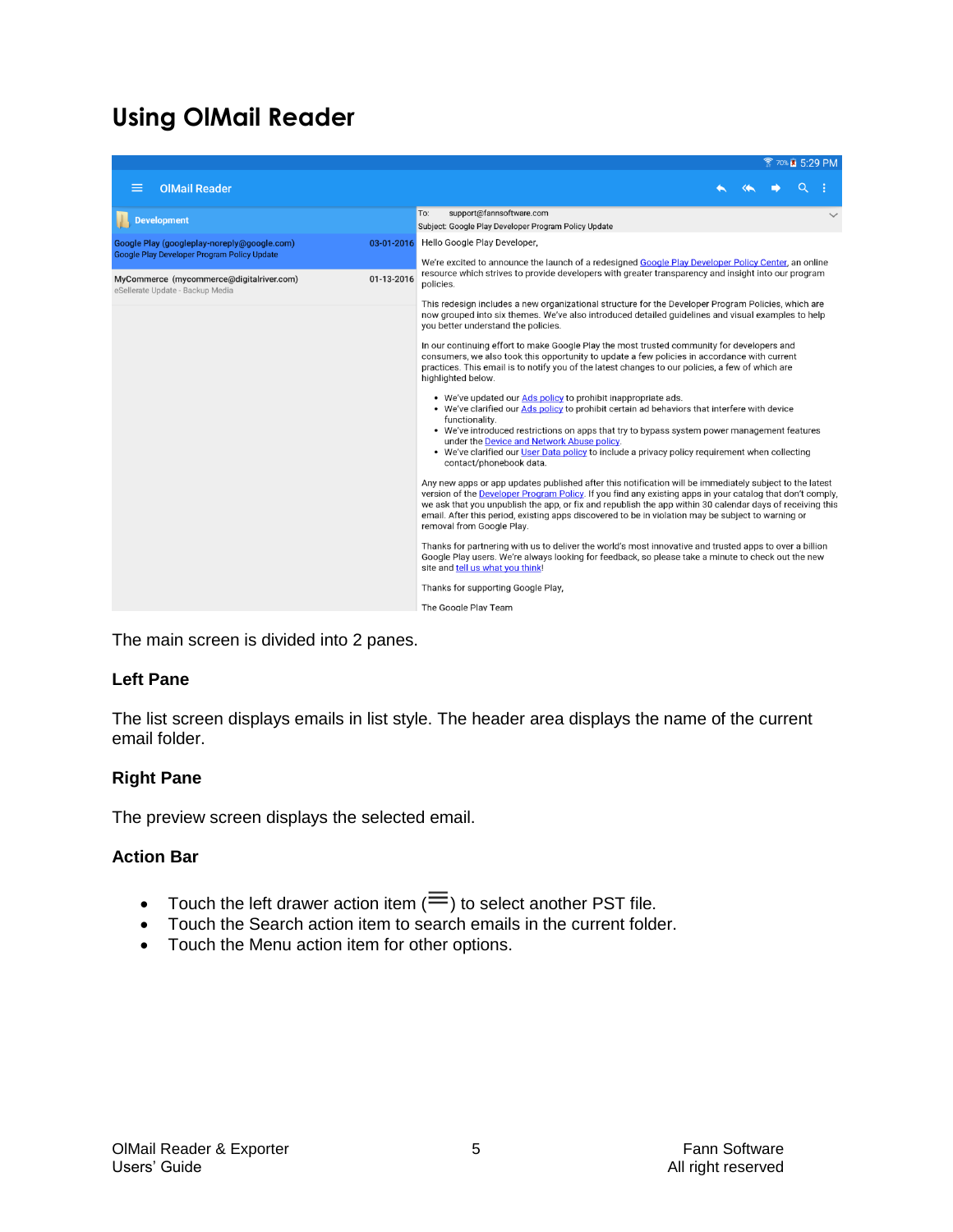# Using OlMail Reader

The main screen is divided into 2 panes.

### Left Pane

The list screen displays emails in list style. The header area displays the name of the current email folder.

### Right Pane

The preview screen displays the selected email.

### Action Bar

- Touch the left drawer action item (☰) to select another PST file.
- Touch the Search action item to search emails in the current folder.
- Touch the Menu action item for other options.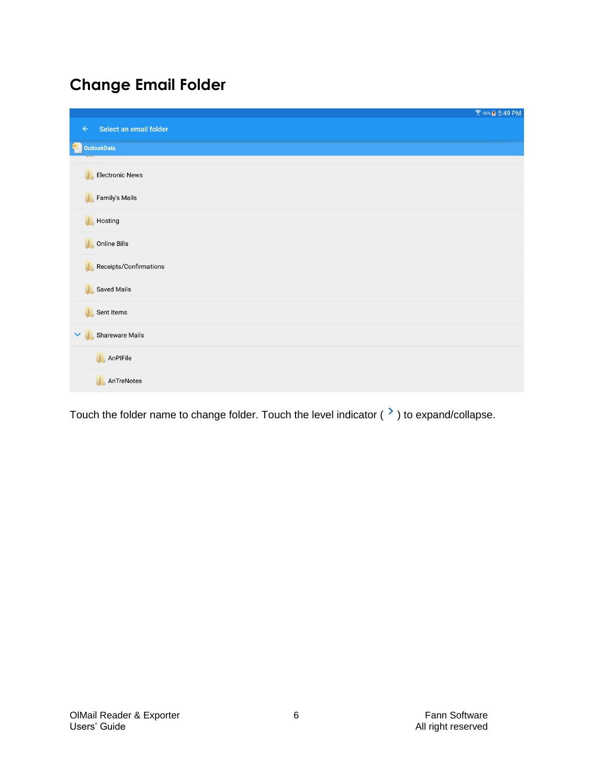# Change Email Folder

Touch the folder name to change folder. Touch the level indicator ( › ) to expand/collapse.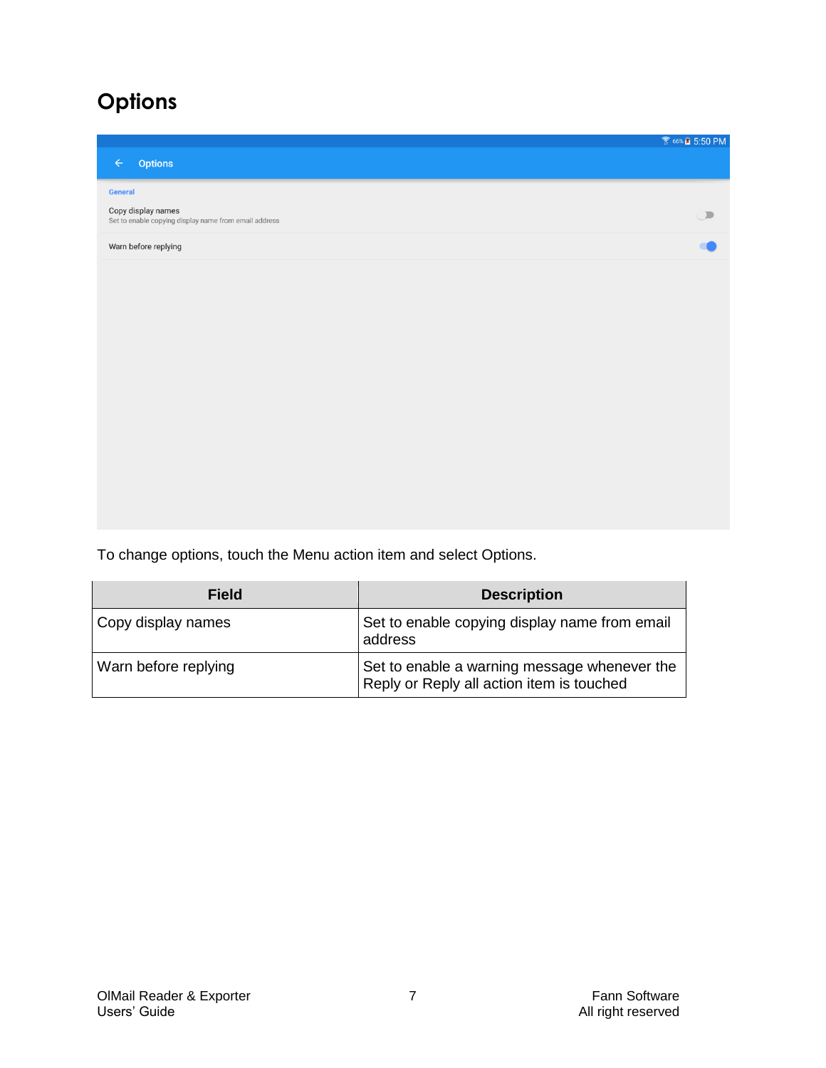# Options

To change options, touch the Menu action item and select Options.

| Field | Description |
| --- | --- |
| Copy display names | Set to enable copying display name from email address |
| Warn before replying | Set to enable a warning message whenever the Reply or Reply all action item is touched |